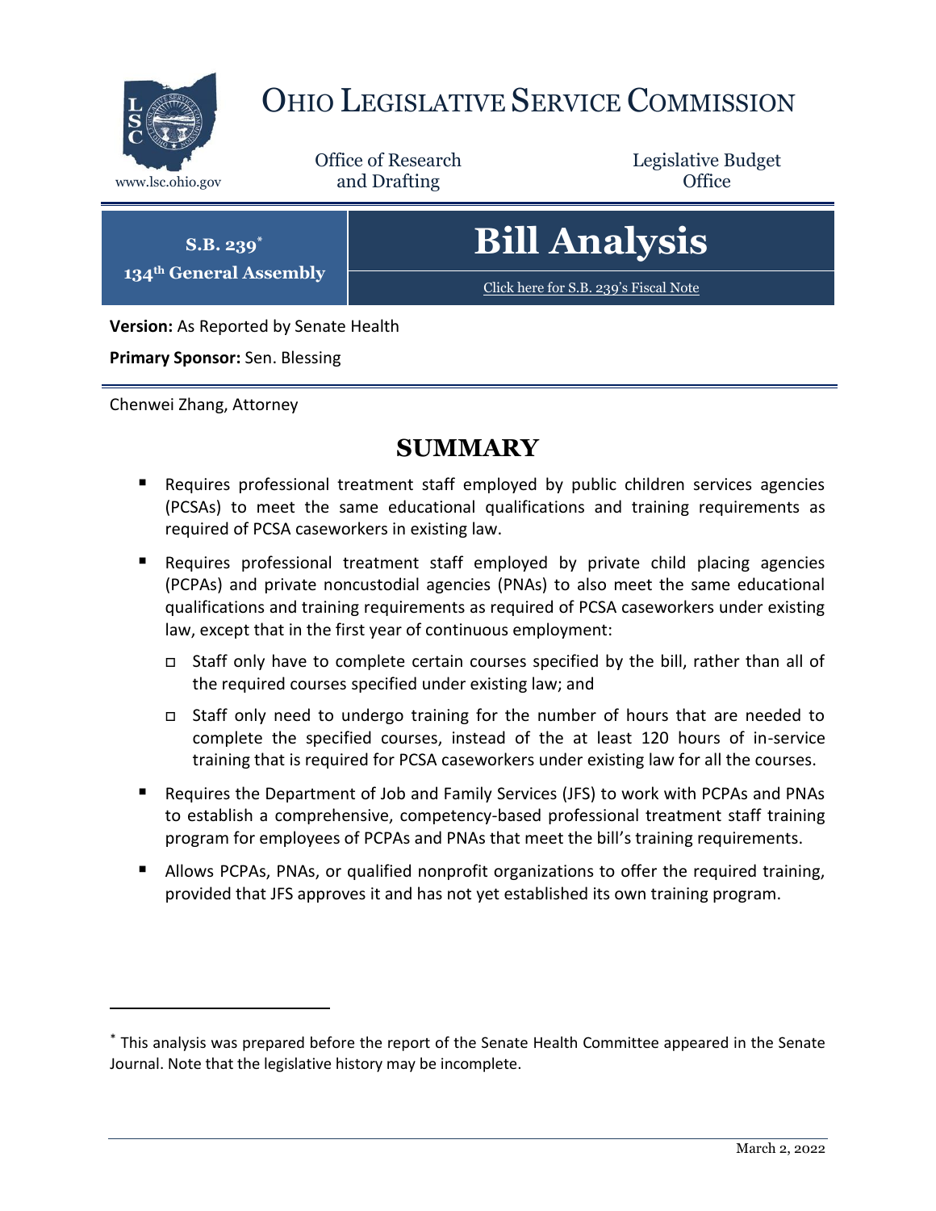# Ohio Legislative Service Commission

www.lsc.ohio.gov

Office of Research and Drafting

Legislative Budget Office

**S.B. 239***
**134th General Assembly**

# Bill Analysis

Click here for S.B. 239's Fiscal Note

**Version:** As Reported by Senate Health

**Primary Sponsor:** Sen. Blessing

Chenwei Zhang, Attorney

## SUMMARY

- Requires professional treatment staff employed by public children services agencies (PCSAs) to meet the same educational qualifications and training requirements as required of PCSA caseworkers in existing law.
- Requires professional treatment staff employed by private child placing agencies (PCPAs) and private noncustodial agencies (PNAs) to also meet the same educational qualifications and training requirements as required of PCSA caseworkers under existing law, except that in the first year of continuous employment:
  - Staff only have to complete certain courses specified by the bill, rather than all of the required courses specified under existing law; and
  - Staff only need to undergo training for the number of hours that are needed to complete the specified courses, instead of the at least 120 hours of in-service training that is required for PCSA caseworkers under existing law for all the courses.
- Requires the Department of Job and Family Services (JFS) to work with PCPAs and PNAs to establish a comprehensive, competency-based professional treatment staff training program for employees of PCPAs and PNAs that meet the bill's training requirements.
- Allows PCPAs, PNAs, or qualified nonprofit organizations to offer the required training, provided that JFS approves it and has not yet established its own training program.

---

* This analysis was prepared before the report of the Senate Health Committee appeared in the Senate Journal. Note that the legislative history may be incomplete.

March 2, 2022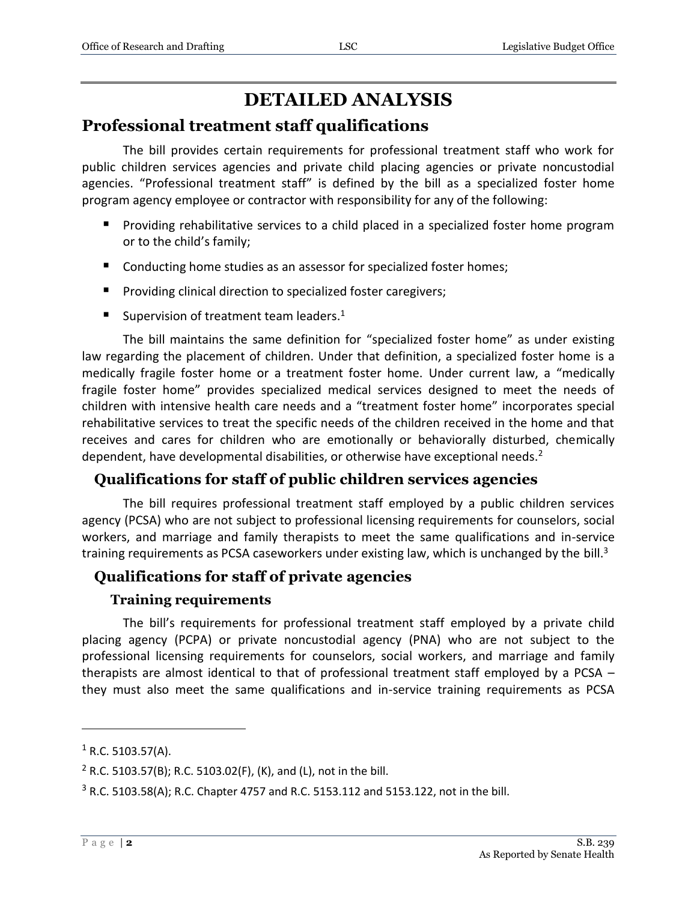# DETAILED ANALYSIS

## Professional treatment staff qualifications

The bill provides certain requirements for professional treatment staff who work for public children services agencies and private child placing agencies or private noncustodial agencies. "Professional treatment staff" is defined by the bill as a specialized foster home program agency employee or contractor with responsibility for any of the following:

- Providing rehabilitative services to a child placed in a specialized foster home program or to the child's family;
- Conducting home studies as an assessor for specialized foster homes;
- Providing clinical direction to specialized foster caregivers;
- Supervision of treatment team leaders.[1]

The bill maintains the same definition for "specialized foster home" as under existing law regarding the placement of children. Under that definition, a specialized foster home is a medically fragile foster home or a treatment foster home. Under current law, a "medically fragile foster home" provides specialized medical services designed to meet the needs of children with intensive health care needs and a "treatment foster home" incorporates special rehabilitative services to treat the specific needs of the children received in the home and that receives and cares for children who are emotionally or behaviorally disturbed, chemically dependent, have developmental disabilities, or otherwise have exceptional needs.[2]

### Qualifications for staff of public children services agencies

The bill requires professional treatment staff employed by a public children services agency (PCSA) who are not subject to professional licensing requirements for counselors, social workers, and marriage and family therapists to meet the same qualifications and in-service training requirements as PCSA caseworkers under existing law, which is unchanged by the bill.[3]

### Qualifications for staff of private agencies

#### Training requirements

The bill's requirements for professional treatment staff employed by a private child placing agency (PCPA) or private noncustodial agency (PNA) who are not subject to the professional licensing requirements for counselors, social workers, and marriage and family therapists are almost identical to that of professional treatment staff employed by a PCSA – they must also meet the same qualifications and in-service training requirements as PCSA

---

[1] R.C. 5103.57(A).

[2] R.C. 5103.57(B); R.C. 5103.02(F), (K), and (L), not in the bill.

[3] R.C. 5103.58(A); R.C. Chapter 4757 and R.C. 5153.112 and 5153.122, not in the bill.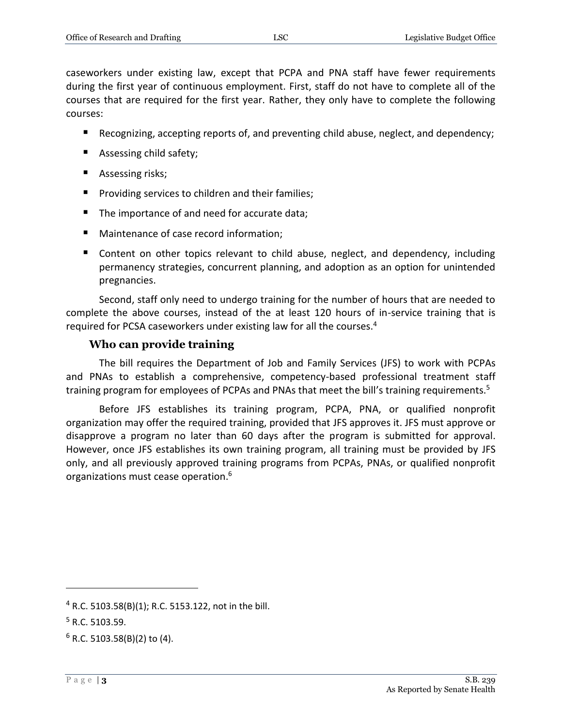caseworkers under existing law, except that PCPA and PNA staff have fewer requirements during the first year of continuous employment. First, staff do not have to complete all of the courses that are required for the first year. Rather, they only have to complete the following courses:

- Recognizing, accepting reports of, and preventing child abuse, neglect, and dependency;
- Assessing child safety;
- Assessing risks;
- Providing services to children and their families;
- The importance of and need for accurate data;
- Maintenance of case record information;
- Content on other topics relevant to child abuse, neglect, and dependency, including permanency strategies, concurrent planning, and adoption as an option for unintended pregnancies.

Second, staff only need to undergo training for the number of hours that are needed to complete the above courses, instead of the at least 120 hours of in-service training that is required for PCSA caseworkers under existing law for all the courses.[4]

### Who can provide training

The bill requires the Department of Job and Family Services (JFS) to work with PCPAs and PNAs to establish a comprehensive, competency-based professional treatment staff training program for employees of PCPAs and PNAs that meet the bill's training requirements.[5]

Before JFS establishes its training program, PCPA, PNA, or qualified nonprofit organization may offer the required training, provided that JFS approves it. JFS must approve or disapprove a program no later than 60 days after the program is submitted for approval. However, once JFS establishes its own training program, all training must be provided by JFS only, and all previously approved training programs from PCPAs, PNAs, or qualified nonprofit organizations must cease operation.[6]

---

[4] R.C. 5103.58(B)(1); R.C. 5153.122, not in the bill.

[5] R.C. 5103.59.

[6] R.C. 5103.58(B)(2) to (4).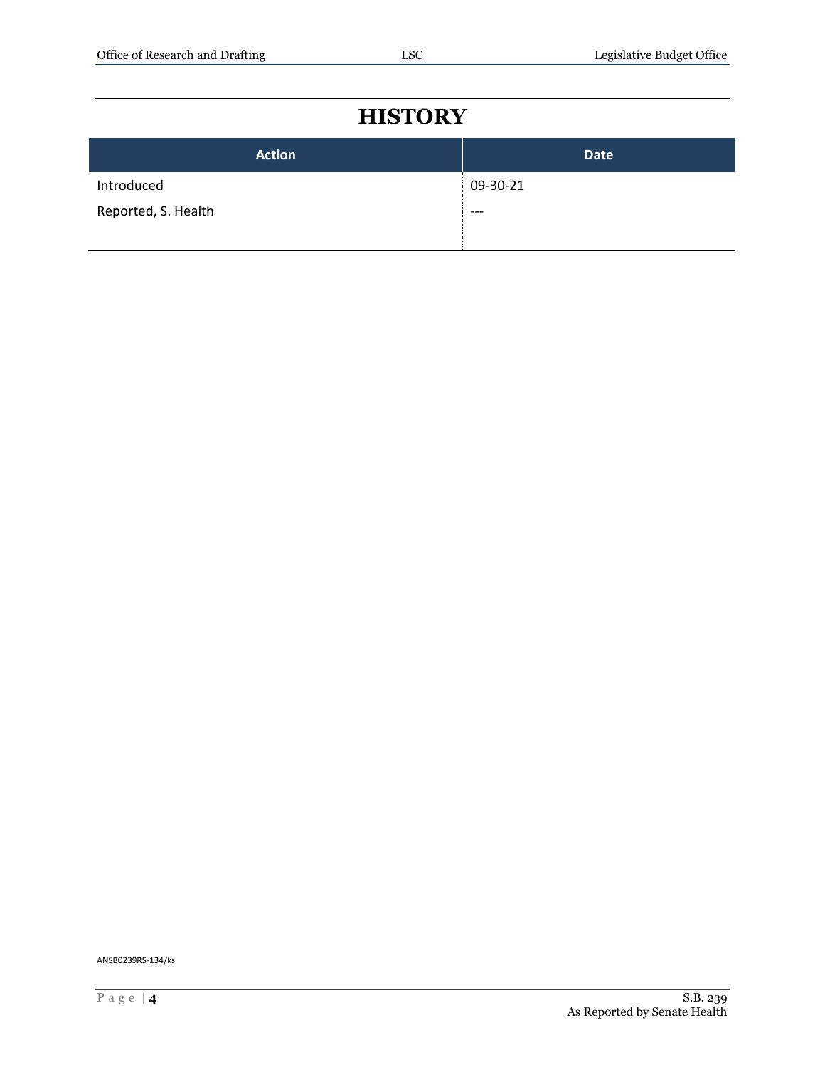# HISTORY

| Action | Date |
|---|---|
| Introduced | 09-30-21 |
| Reported, S. Health | --- |

ANSB0239RS-134/ks